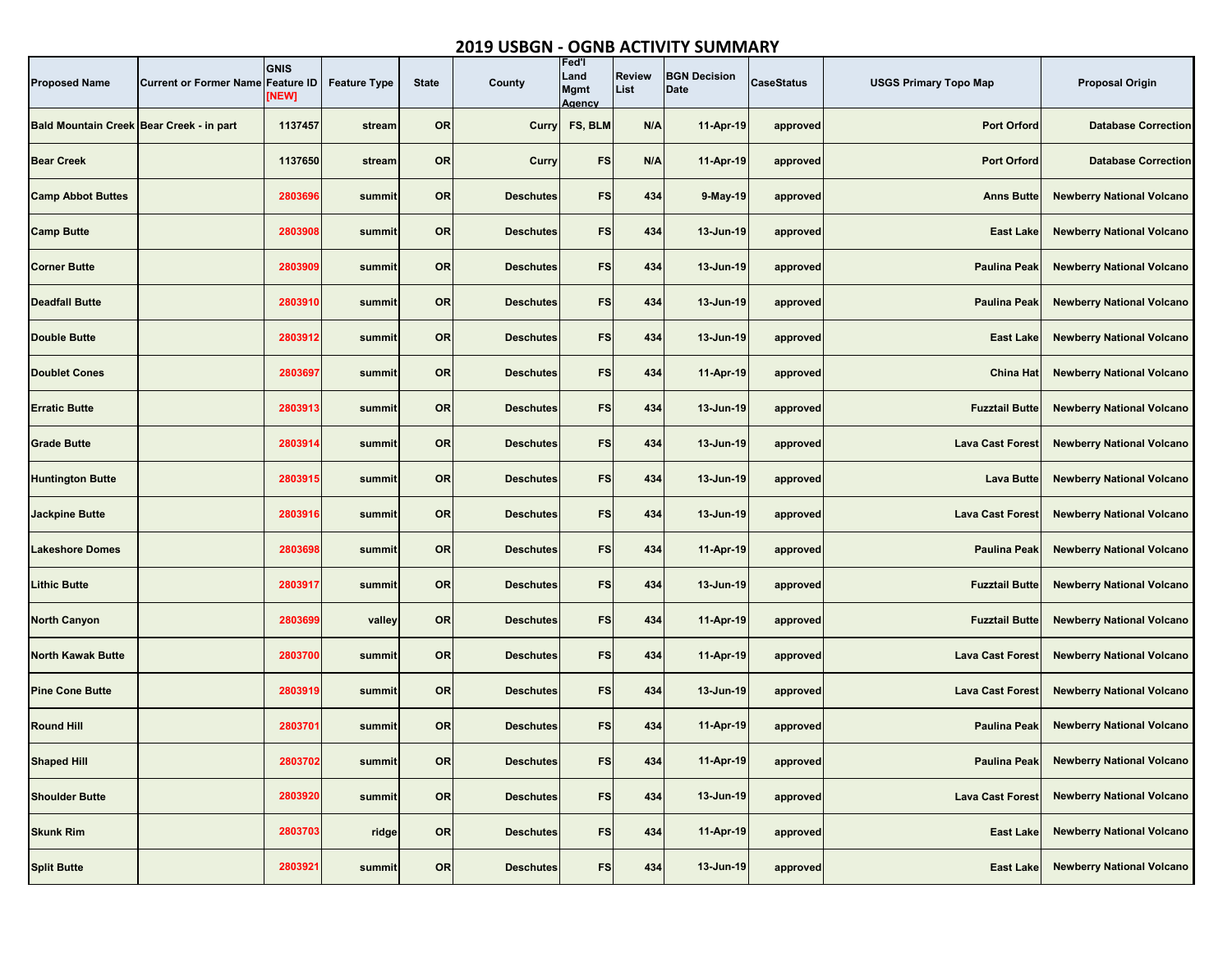# 2019 USBGN - OGNB ACTIVITY SUMMARY

| Proposed Name | Current or Former Name | GNIS Feature ID [NEW] | Feature Type | State | County | Fed'l Land Mgmt Agency | Review List | BGN Decision Date | CaseStatus | USGS Primary Topo Map | Proposal Origin |
|---|---|---|---|---|---|---|---|---|---|---|---|
| Bald Mountain Creek | Bear Creek - in part | 1137457 | stream | OR | Curry | FS, BLM | N/A | 11-Apr-19 | approved | Port Orford | Database Correction |
| Bear Creek | | 1137650 | stream | OR | Curry | FS | N/A | 11-Apr-19 | approved | Port Orford | Database Correction |
| Camp Abbot Buttes | | 2803696 | summit | OR | Deschutes | FS | 434 | 9-May-19 | approved | Anns Butte | Newberry National Volcano |
| Camp Butte | | 2803908 | summit | OR | Deschutes | FS | 434 | 13-Jun-19 | approved | East Lake | Newberry National Volcano |
| Corner Butte | | 2803909 | summit | OR | Deschutes | FS | 434 | 13-Jun-19 | approved | Paulina Peak | Newberry National Volcano |
| Deadfall Butte | | 2803910 | summit | OR | Deschutes | FS | 434 | 13-Jun-19 | approved | Paulina Peak | Newberry National Volcano |
| Double Butte | | 2803912 | summit | OR | Deschutes | FS | 434 | 13-Jun-19 | approved | East Lake | Newberry National Volcano |
| Doublet Cones | | 2803697 | summit | OR | Deschutes | FS | 434 | 11-Apr-19 | approved | China Hat | Newberry National Volcano |
| Erratic Butte | | 2803913 | summit | OR | Deschutes | FS | 434 | 13-Jun-19 | approved | Fuzztail Butte | Newberry National Volcano |
| Grade Butte | | 2803914 | summit | OR | Deschutes | FS | 434 | 13-Jun-19 | approved | Lava Cast Forest | Newberry National Volcano |
| Huntington Butte | | 2803915 | summit | OR | Deschutes | FS | 434 | 13-Jun-19 | approved | Lava Butte | Newberry National Volcano |
| Jackpine Butte | | 2803916 | summit | OR | Deschutes | FS | 434 | 13-Jun-19 | approved | Lava Cast Forest | Newberry National Volcano |
| Lakeshore Domes | | 2803698 | summit | OR | Deschutes | FS | 434 | 11-Apr-19 | approved | Paulina Peak | Newberry National Volcano |
| Lithic Butte | | 2803917 | summit | OR | Deschutes | FS | 434 | 13-Jun-19 | approved | Fuzztail Butte | Newberry National Volcano |
| North Canyon | | 2803699 | valley | OR | Deschutes | FS | 434 | 11-Apr-19 | approved | Fuzztail Butte | Newberry National Volcano |
| North Kawak Butte | | 2803700 | summit | OR | Deschutes | FS | 434 | 11-Apr-19 | approved | Lava Cast Forest | Newberry National Volcano |
| Pine Cone Butte | | 2803919 | summit | OR | Deschutes | FS | 434 | 13-Jun-19 | approved | Lava Cast Forest | Newberry National Volcano |
| Round Hill | | 2803701 | summit | OR | Deschutes | FS | 434 | 11-Apr-19 | approved | Paulina Peak | Newberry National Volcano |
| Shaped Hill | | 2803702 | summit | OR | Deschutes | FS | 434 | 11-Apr-19 | approved | Paulina Peak | Newberry National Volcano |
| Shoulder Butte | | 2803920 | summit | OR | Deschutes | FS | 434 | 13-Jun-19 | approved | Lava Cast Forest | Newberry National Volcano |
| Skunk Rim | | 2803703 | ridge | OR | Deschutes | FS | 434 | 11-Apr-19 | approved | East Lake | Newberry National Volcano |
| Split Butte | | 2803921 | summit | OR | Deschutes | FS | 434 | 13-Jun-19 | approved | East Lake | Newberry National Volcano |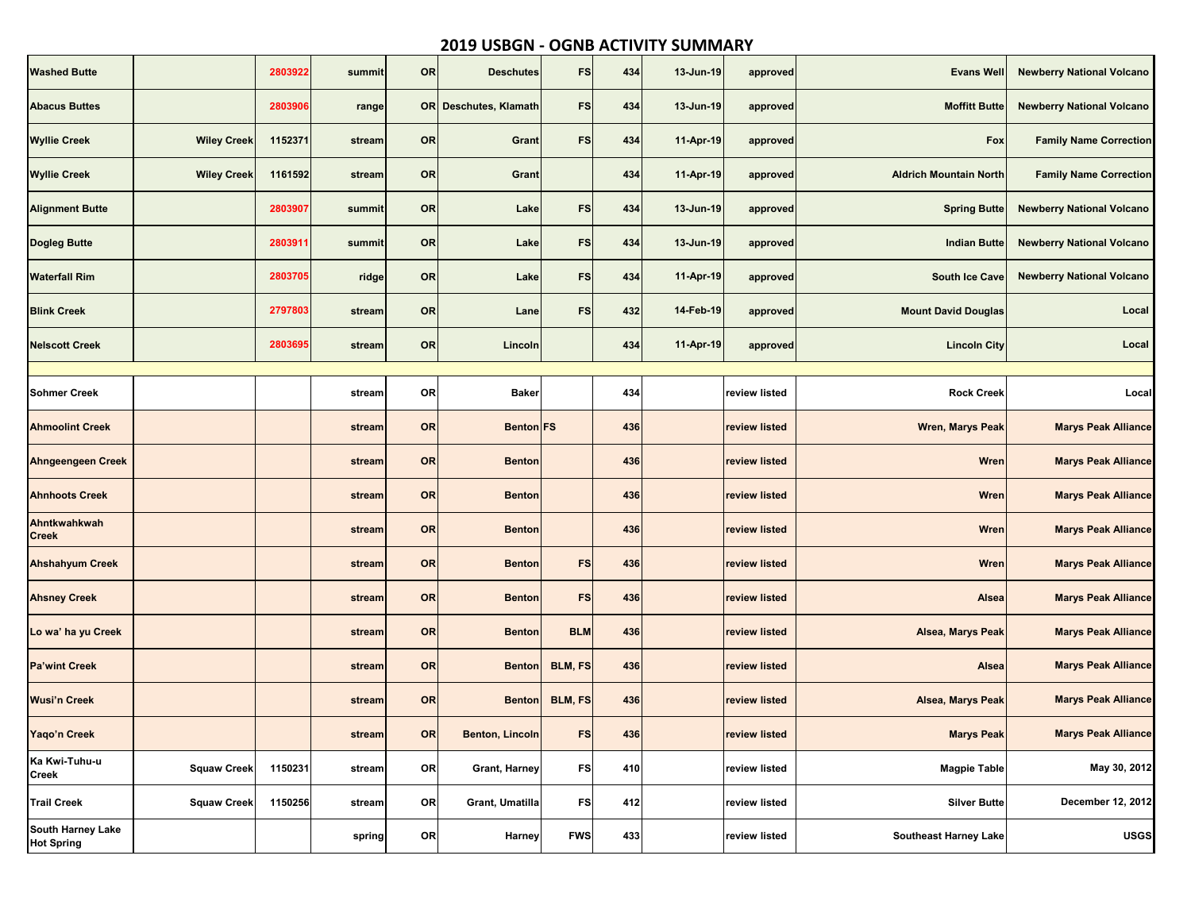## 2019 USBGN - OGNB ACTIVITY SUMMARY

| | | | | | | | | | | | |
|---|---|---|---|---|---|---|---|---|---|---|---|
| Washed Butte | | 2803922 | summit | OR | Deschutes | FS | 434 | 13-Jun-19 | approved | Evans Well | Newberry National Volcano |
| Abacus Buttes | | 2803906 | range | OR | Deschutes, Klamath | FS | 434 | 13-Jun-19 | approved | Moffitt Butte | Newberry National Volcano |
| Wyllie Creek | Wiley Creek | 1152371 | stream | OR | Grant | FS | 434 | 11-Apr-19 | approved | Fox | Family Name Correction |
| Wyllie Creek | Wiley Creek | 1161592 | stream | OR | Grant | | 434 | 11-Apr-19 | approved | Aldrich Mountain North | Family Name Correction |
| Alignment Butte | | 2803907 | summit | OR | Lake | FS | 434 | 13-Jun-19 | approved | Spring Butte | Newberry National Volcano |
| Dogleg Butte | | 2803911 | summit | OR | Lake | FS | 434 | 13-Jun-19 | approved | Indian Butte | Newberry National Volcano |
| Waterfall Rim | | 2803705 | ridge | OR | Lake | FS | 434 | 11-Apr-19 | approved | South Ice Cave | Newberry National Volcano |
| Blink Creek | | 2797803 | stream | OR | Lane | FS | 432 | 14-Feb-19 | approved | Mount David Douglas | Local |
| Nelscott Creek | | 2803695 | stream | OR | Lincoln | | 434 | 11-Apr-19 | approved | Lincoln City | Local |
| | | | | | | | | | | | |
| Sohmer Creek | | | stream | OR | Baker | | 434 | | review listed | Rock Creek | Local |
| Ahmoolint Creek | | | stream | OR | Benton | FS | 436 | | review listed | Wren, Marys Peak | Marys Peak Alliance |
| Ahngeengeen Creek | | | stream | OR | Benton | | 436 | | review listed | Wren | Marys Peak Alliance |
| Ahnhoots Creek | | | stream | OR | Benton | | 436 | | review listed | Wren | Marys Peak Alliance |
| Ahntkwahkwah Creek | | | stream | OR | Benton | | 436 | | review listed | Wren | Marys Peak Alliance |
| Ahshahyum Creek | | | stream | OR | Benton | FS | 436 | | review listed | Wren | Marys Peak Alliance |
| Ahsney Creek | | | stream | OR | Benton | FS | 436 | | review listed | Alsea | Marys Peak Alliance |
| Lo wa' ha yu Creek | | | stream | OR | Benton | BLM | 436 | | review listed | Alsea, Marys Peak | Marys Peak Alliance |
| Pa'wint Creek | | | stream | OR | Benton | BLM, FS | 436 | | review listed | Alsea | Marys Peak Alliance |
| Wusi'n Creek | | | stream | OR | Benton | BLM, FS | 436 | | review listed | Alsea, Marys Peak | Marys Peak Alliance |
| Yaqo'n Creek | | | stream | OR | Benton, Lincoln | FS | 436 | | review listed | Marys Peak | Marys Peak Alliance |
| Ka Kwi-Tuhu-u Creek | Squaw Creek | 1150231 | stream | OR | Grant, Harney | FS | 410 | | review listed | Magpie Table | May 30, 2012 |
| Trail Creek | Squaw Creek | 1150256 | stream | OR | Grant, Umatilla | FS | 412 | | review listed | Silver Butte | December 12, 2012 |
| South Harney Lake Hot Spring | | | spring | OR | Harney | FWS | 433 | | review listed | Southeast Harney Lake | USGS |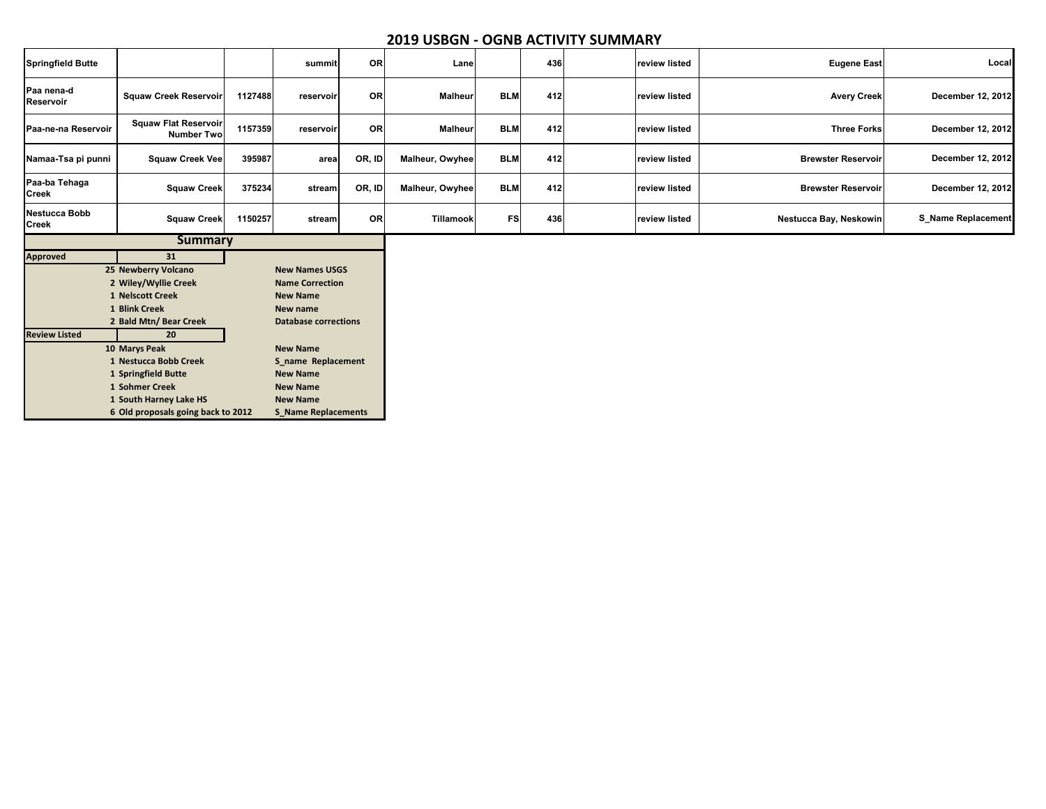# 2019 USBGN - OGNB ACTIVITY SUMMARY

| | | | | | | | | | | | |
|---|---|---|---|---|---|---|---|---|---|---|---|
| **Springfield Butte** | | | summit | OR | Lane | | 436 | | review listed | Eugene East | Local |
| **Paa nena-d Reservoir** | Squaw Creek Reservoir | 1127488 | reservoir | OR | Malheur | BLM | 412 | | review listed | Avery Creek | December 12, 2012 |
| **Paa-ne-na Reservoir** | Squaw Flat Reservoir Number Two | 1157359 | reservoir | OR | Malheur | BLM | 412 | | review listed | Three Forks | December 12, 2012 |
| **Namaa-Tsa pi punni** | Squaw Creek Vee | 395987 | area | OR, ID | Malheur, Owyhee | BLM | 412 | | review listed | Brewster Reservoir | December 12, 2012 |
| **Paa-ba Tehaga Creek** | Squaw Creek | 375234 | stream | OR, ID | Malheur, Owyhee | BLM | 412 | | review listed | Brewster Reservoir | December 12, 2012 |
| **Nestucca Bobb Creek** | Squaw Creek | 1150257 | stream | OR | Tillamook | FS | 436 | | review listed | Nestucca Bay, Neskowin | S_Name Replacement |

## Summary

| | | |
|---|---|---|
| **Approved** | **31** | |
| | **25 Newberry Volcano** | **New Names USGS** |
| | **2 Wiley/Wyllie Creek** | **Name Correction** |
| | **1 Nelscott Creek** | **New Name** |
| | **1 Blink Creek** | **New name** |
| | **2 Bald Mtn/ Bear Creek** | **Database corrections** |
| **Review Listed** | **20** | |
| | **10 Marys Peak** | **New Name** |
| | **1 Nestucca Bobb Creek** | **S_name Replacement** |
| | **1 Springfield Butte** | **New Name** |
| | **1 Sohmer Creek** | **New Name** |
| | **1 South Harney Lake HS** | **New Name** |
| | **6 Old proposals going back to 2012** | **S_Name Replacements** |